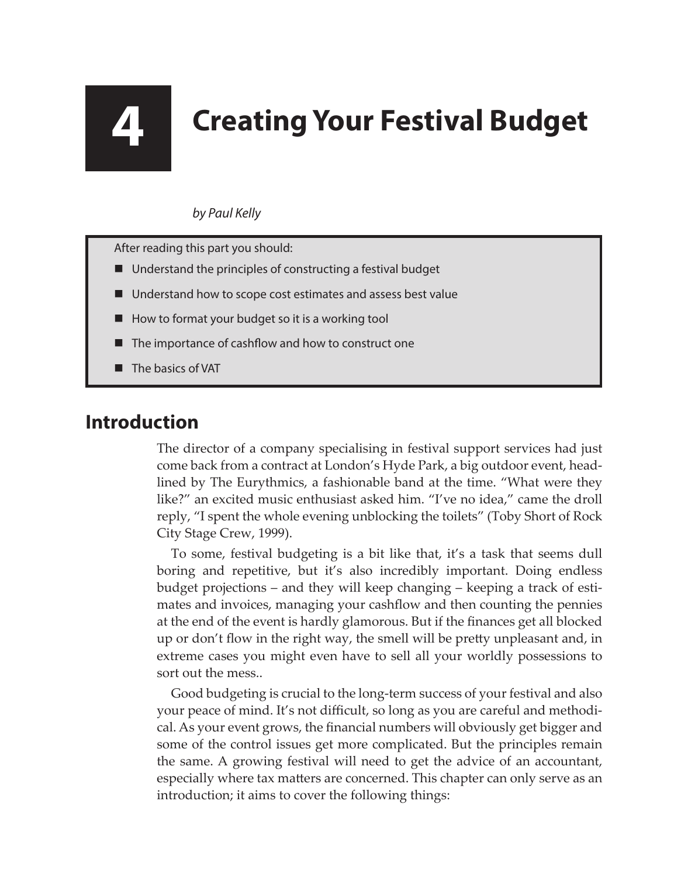# 4 Creating Your Festival Budget

*by Paul Kelly*

After reading this part you should:

- Understand the principles of constructing a festival budget
- Understand how to scope cost estimates and assess best value
- How to format your budget so it is a working tool
- The importance of cashflow and how to construct one
- The basics of VAT

## Introduction

The director of a company specialising in festival support services had just come back from a contract at London's Hyde Park, a big outdoor event, headlined by The Eurythmics, a fashionable band at the time. "What were they like?" an excited music enthusiast asked him. "I've no idea," came the droll reply, "I spent the whole evening unblocking the toilets" (Toby Short of Rock City Stage Crew, 1999).

To some, festival budgeting is a bit like that, it's a task that seems dull boring and repetitive, but it's also incredibly important. Doing endless budget projections – and they will keep changing – keeping a track of estimates and invoices, managing your cashflow and then counting the pennies at the end of the event is hardly glamorous. But if the finances get all blocked up or don't flow in the right way, the smell will be pretty unpleasant and, in extreme cases you might even have to sell all your worldly possessions to sort out the mess..

Good budgeting is crucial to the long-term success of your festival and also your peace of mind. It's not difficult, so long as you are careful and methodical. As your event grows, the financial numbers will obviously get bigger and some of the control issues get more complicated. But the principles remain the same. A growing festival will need to get the advice of an accountant, especially where tax matters are concerned. This chapter can only serve as an introduction; it aims to cover the following things: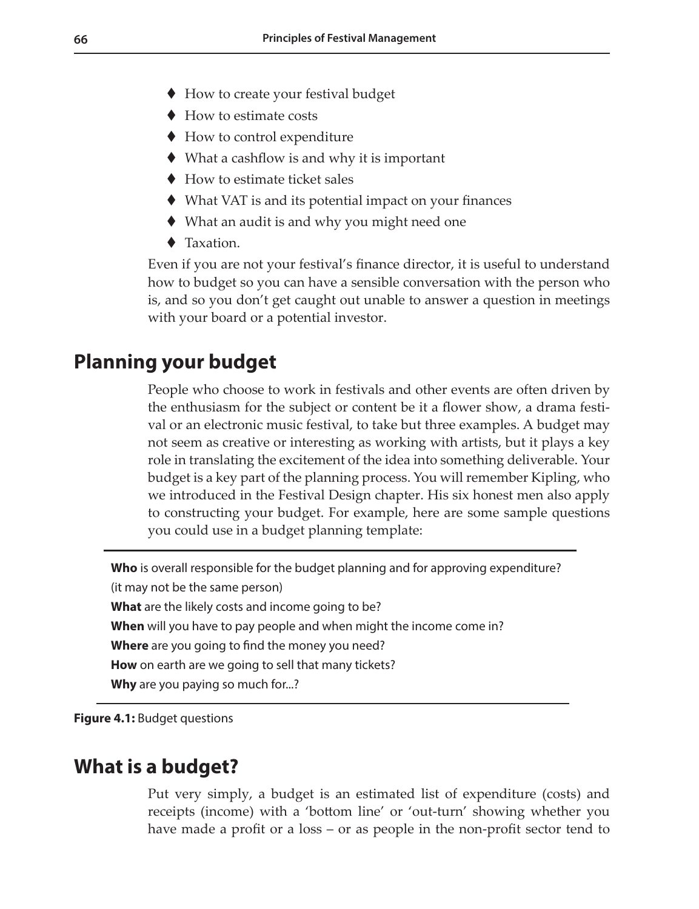- How to create your festival budget
- How to estimate costs
- How to control expenditure
- What a cashflow is and why it is important
- How to estimate ticket sales
- What VAT is and its potential impact on your finances
- What an audit is and why you might need one
- Taxation.

Even if you are not your festival's finance director, it is useful to understand how to budget so you can have a sensible conversation with the person who is, and so you don't get caught out unable to answer a question in meetings with your board or a potential investor.

## Planning your budget

People who choose to work in festivals and other events are often driven by the enthusiasm for the subject or content be it a flower show, a drama festival or an electronic music festival, to take but three examples. A budget may not seem as creative or interesting as working with artists, but it plays a key role in translating the excitement of the idea into something deliverable. Your budget is a key part of the planning process. You will remember Kipling, who we introduced in the Festival Design chapter. His six honest men also apply to constructing your budget. For example, here are some sample questions you could use in a budget planning template:

**Who** is overall responsible for the budget planning and for approving expenditure? (it may not be the same person)

**What** are the likely costs and income going to be?

**When** will you have to pay people and when might the income come in?

**Where** are you going to find the money you need?

**How** on earth are we going to sell that many tickets?

**Why** are you paying so much for...?

**Figure 4.1:** Budget questions

## What is a budget?

Put very simply, a budget is an estimated list of expenditure (costs) and receipts (income) with a 'bottom line' or 'out-turn' showing whether you have made a profit or a loss – or as people in the non-profit sector tend to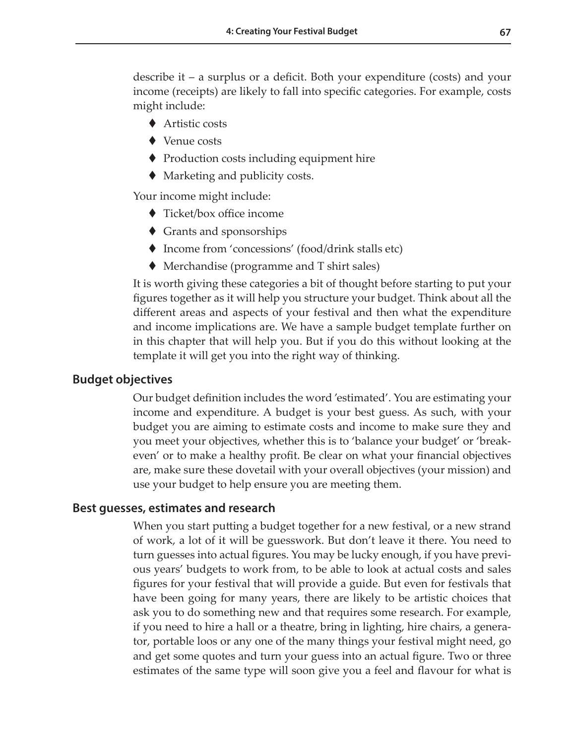describe it – a surplus or a deficit. Both your expenditure (costs) and your income (receipts) are likely to fall into specific categories. For example, costs might include:

- Artistic costs
- Venue costs
- Production costs including equipment hire
- Marketing and publicity costs.

Your income might include:

- Ticket/box office income
- Grants and sponsorships
- Income from 'concessions' (food/drink stalls etc)
- Merchandise (programme and T shirt sales)

It is worth giving these categories a bit of thought before starting to put your figures together as it will help you structure your budget. Think about all the different areas and aspects of your festival and then what the expenditure and income implications are. We have a sample budget template further on in this chapter that will help you. But if you do this without looking at the template it will get you into the right way of thinking.

## Budget objectives

Our budget definition includes the word 'estimated'. You are estimating your income and expenditure. A budget is your best guess. As such, with your budget you are aiming to estimate costs and income to make sure they and you meet your objectives, whether this is to 'balance your budget' or 'break-even' or to make a healthy profit. Be clear on what your financial objectives are, make sure these dovetail with your overall objectives (your mission) and use your budget to help ensure you are meeting them.

## Best guesses, estimates and research

When you start putting a budget together for a new festival, or a new strand of work, a lot of it will be guesswork. But don't leave it there. You need to turn guesses into actual figures. You may be lucky enough, if you have previous years' budgets to work from, to be able to look at actual costs and sales figures for your festival that will provide a guide. But even for festivals that have been going for many years, there are likely to be artistic choices that ask you to do something new and that requires some research. For example, if you need to hire a hall or a theatre, bring in lighting, hire chairs, a generator, portable loos or any one of the many things your festival might need, go and get some quotes and turn your guess into an actual figure. Two or three estimates of the same type will soon give you a feel and flavour for what is